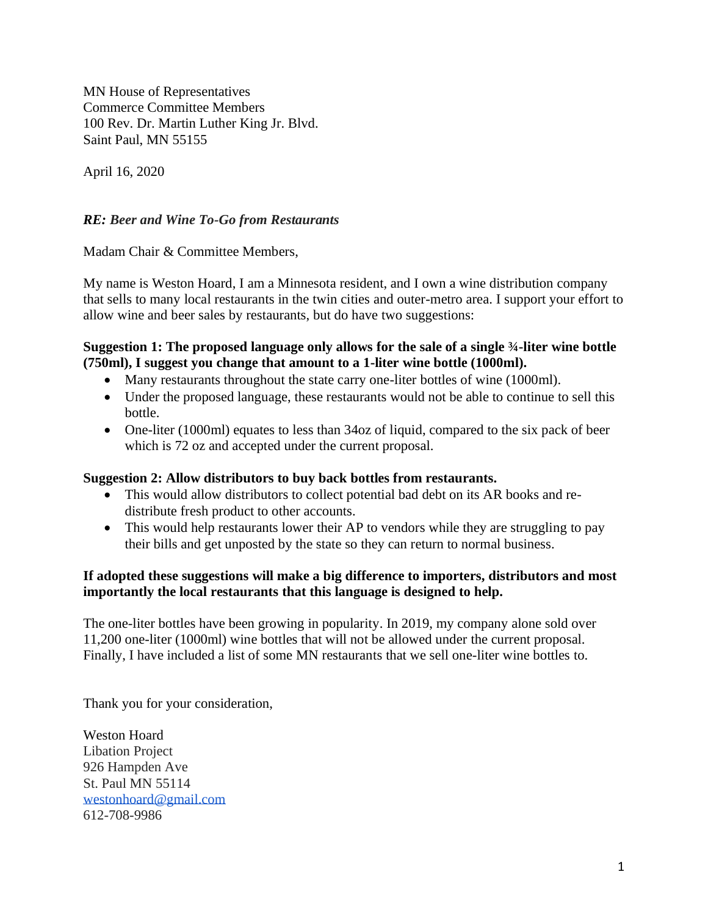MN House of Representatives
Commerce Committee Members
100 Rev. Dr. Martin Luther King Jr. Blvd.
Saint Paul, MN 55155

April 16, 2020

***RE: Beer and Wine To-Go from Restaurants***

Madam Chair & Committee Members,

My name is Weston Hoard, I am a Minnesota resident, and I own a wine distribution company that sells to many local restaurants in the twin cities and outer-metro area. I support your effort to allow wine and beer sales by restaurants, but do have two suggestions:

**Suggestion 1: The proposed language only allows for the sale of a single ¾-liter wine bottle (750ml), I suggest you change that amount to a 1-liter wine bottle (1000ml).**

- Many restaurants throughout the state carry one-liter bottles of wine (1000ml).
- Under the proposed language, these restaurants would not be able to continue to sell this bottle.
- One-liter (1000ml) equates to less than 34oz of liquid, compared to the six pack of beer which is 72 oz and accepted under the current proposal.

**Suggestion 2: Allow distributors to buy back bottles from restaurants.**

- This would allow distributors to collect potential bad debt on its AR books and re-distribute fresh product to other accounts.
- This would help restaurants lower their AP to vendors while they are struggling to pay their bills and get unposted by the state so they can return to normal business.

**If adopted these suggestions will make a big difference to importers, distributors and most importantly the local restaurants that this language is designed to help.**

The one-liter bottles have been growing in popularity. In 2019, my company alone sold over 11,200 one-liter (1000ml) wine bottles that will not be allowed under the current proposal. Finally, I have included a list of some MN restaurants that we sell one-liter wine bottles to.

Thank you for your consideration,

Weston Hoard
Libation Project
926 Hampden Ave
St. Paul MN 55114
westonhoard@gmail.com
612-708-9986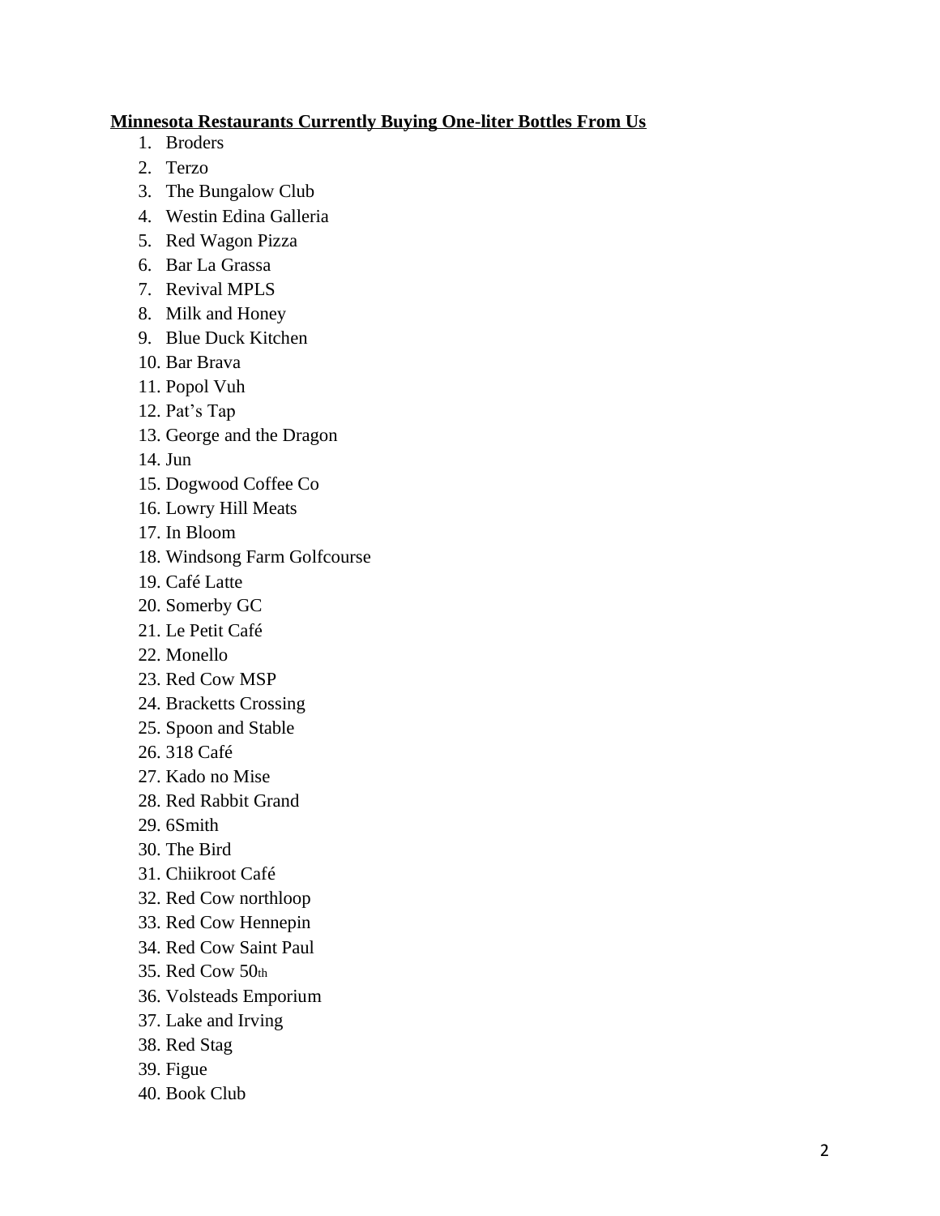**Minnesota Restaurants Currently Buying One-liter Bottles From Us**

1. Broders
2. Terzo
3. The Bungalow Club
4. Westin Edina Galleria
5. Red Wagon Pizza
6. Bar La Grassa
7. Revival MPLS
8. Milk and Honey
9. Blue Duck Kitchen
10. Bar Brava
11. Popol Vuh
12. Pat's Tap
13. George and the Dragon
14. Jun
15. Dogwood Coffee Co
16. Lowry Hill Meats
17. In Bloom
18. Windsong Farm Golfcourse
19. Café Latte
20. Somerby GC
21. Le Petit Café
22. Monello
23. Red Cow MSP
24. Bracketts Crossing
25. Spoon and Stable
26. 318 Café
27. Kado no Mise
28. Red Rabbit Grand
29. 6Smith
30. The Bird
31. Chiikroot Café
32. Red Cow northloop
33. Red Cow Hennepin
34. Red Cow Saint Paul
35. Red Cow 50th
36. Volsteads Emporium
37. Lake and Irving
38. Red Stag
39. Figue
40. Book Club